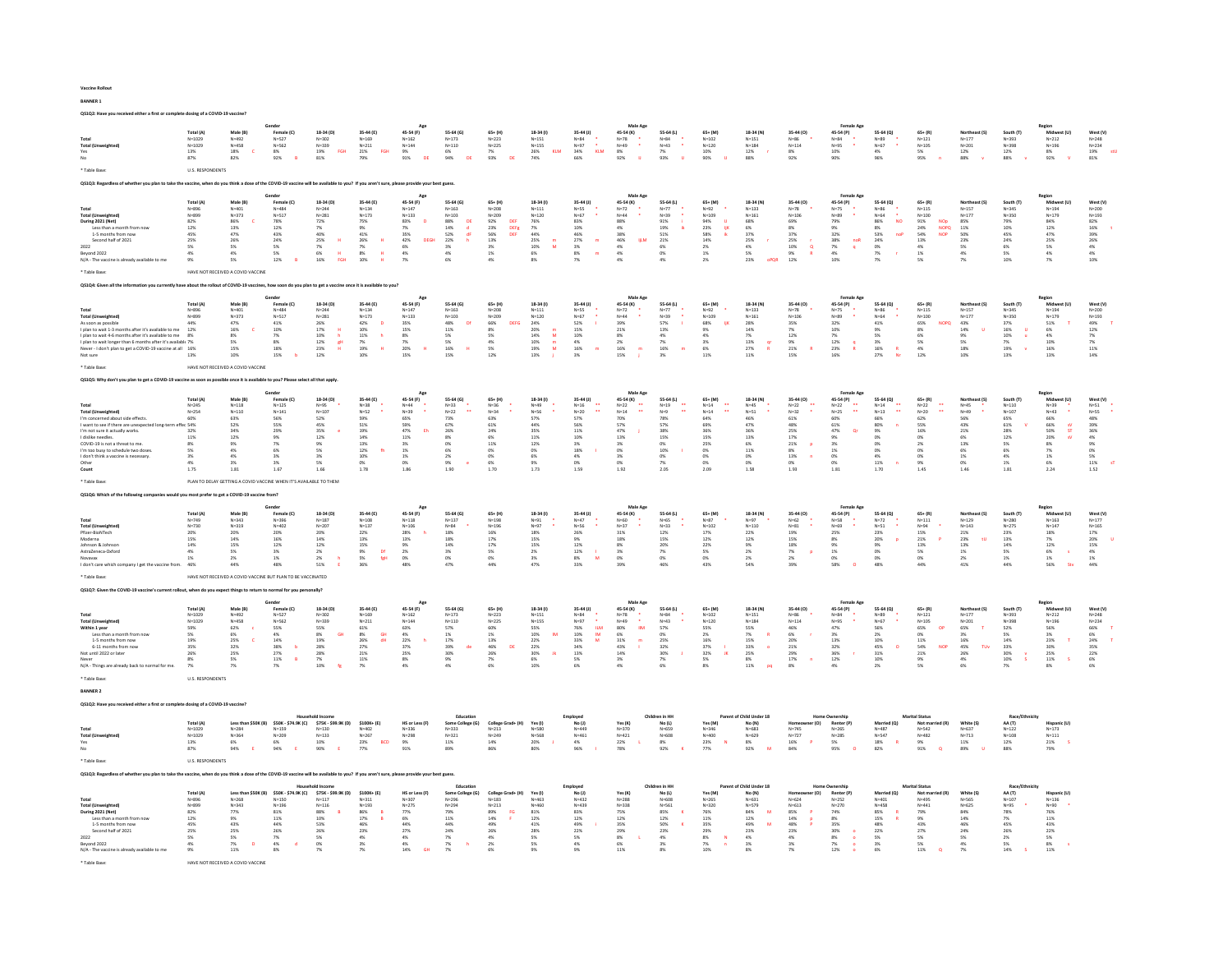**Vaccine Rollout**

**BANNER 1**

**QS1Q2: Have you received either a first or complete dosing of a COVID-19 vaccine?**

| | Total (A) | Male (B) | Female (C) | 18-34 (D) | 35-44 (E) | 45-54 (F) | 55-64 (G) | 65+ (H) | 18-34 (I) | 35-44 (J) | 45-54 (K) | 55-64 (L) | 65+ (M) | 18-34 (N) | 35-44 (O) | 45-54 (P) | 55-64 (Q) | 65+ (R) | Northeast (S) | South (T) | Midwest (U) | West (V) |
|---|---|---|---|---|---|---|---|---|---|---|---|---|---|---|---|---|---|---|---|---|---|---|
| | | Gender | | Age | | | | | Male Age | | | | | Female Age | | | | | Region | | | |
| Total | N=1029 | N=492 | N=527 | N=302 | N=169 | N=162 | N=173 | N=223 | N=151 | N=84 * | N=78 * | N=84 * | N=102 | N=151 | N=86 * | N=84 * | N=89 * | N=121 | N=177 | N=393 | N=212 | N=248 |
| Total (Unweighted) | N=1029 | N=458 | N=562 | N=339 | N=211 | N=144 | N=110 | N=225 | N=155 | N=97 * | N=49 * | N=43 * | N=120 | N=184 | N=114 | N=95 * | N=67 * | N=105 | N=201 | N=398 | N=196 | N=234 |
| Yes | 13% | 18% C | 8% | 19% FGH | 21% FGH | 9% | 6% | 7% | 26% KLM | 34% KLM | 8% | 7% | 10% | 12% r | 8% | 10% | 4% | 5% | 12% | 12% | 8% | 19% stU |
| No | 87% | 82% | 92% B | 81% | 79% | 91% DE | 94% DE | 93% DE | 74% | 66% | 92% IJ | 93% IJ | 90% IJ | 88% | 92% | 90% | 96% | 95% n | 88% v | 88% v | 92% V | 81% |

* Table Base: U.S. RESPONDENTS

**QS1Q3: Regardless of whether you plan to take the vaccine, when do you think a dose of the COVID-19 vaccine will be available to you? If you aren't sure, please provide your best guess.**

| | Total (A) | Male (B) | Female (C) | 18-34 (D) | 35-44 (E) | 45-54 (F) | 55-64 (G) | 65+ (H) | 18-34 (I) | 35-44 (J) | 45-54 (K) | 55-64 (L) | 65+ (M) | 18-34 (N) | 35-44 (O) | 45-54 (P) | 55-64 (Q) | 65+ (R) | Northeast (S) | South (T) | Midwest (U) | West (V) |
|---|---|---|---|---|---|---|---|---|---|---|---|---|---|---|---|---|---|---|---|---|---|---|
| | | Gender | | Age | | | | | Male Age | | | | | Female Age | | | | | Region | | | |
| Total | N=896 | N=401 | N=484 | N=244 | N=134 | N=147 | N=163 | N=208 | N=111 | N=55 * | N=72 * | N=77 * | N=92 * | N=133 | N=78 * | N=75 * | N=86 * | N=115 | N=157 | N=345 | N=194 | N=200 |
| Total (Unweighted) | N=899 | N=373 | N=517 | N=281 | N=173 | N=133 | N=103 | N=209 | N=120 | N=67 * | N=44 * | N=39 * | N=109 | N=161 | N=106 | N=89 * | N=64 * | N=100 | N=177 | N=350 | N=179 | N=193 |
| During 2021 (Net) | 82% | 86% C | 78% | 72% | 75% | 83% D | 88% DE | 92% DEF | 76% | 83% | 88% | 91% i | 94% IJ | 68% | 69% | 79% | 86% NO | 91% NOp | 85% | 79% | 84% | 82% |
| Less than a month from now | 12% | 13% | 12% | 7% | 9% | 7% | 14% d | 23% DEFg | 7% | 10% | 4% | 19% ik | 23% IjK | 6% | 8% | 9% | 8% | 24% NOPQ | 11% | 10% | 12% | 16% t |
| 1-5 months from now | 45% | 47% | 43% | 40% | 41% | 35% | 52% dF | 56% DEF | 44% | 46% | 38% | 51% | 58% ik | 37% | 37% | 32% | 53% noP | 54% NOP | 50% | 45% | 47% | 39% |
| Second half of 2021 | 25% | 26% | 24% | 25% H | 26% H | 42% DEGH | 22% h | 13% | 25% m | 27% m | 46% IjLM | 21% | 14% | 25% r | 25% r | 38% noR | 24% | 13% | 24% | 25% | 25% | 26% |
| 2022 | 5% | 5% | 5% | 7% | 7% | 6% | 3% | 3% | 10% M | 3% | 4% | 6% | 2% | 4% | 10% Q | 7% q | 0% | 4% | 5% | 6% | 5% | 4% |
| Beyond 2022 | 4% | 4% | 5% | 6% H | 8% H | 4% | 4% | 1% | 6% | 6% m | 4% | 0% | 1% | 5% | 9% R | 4% | 7% r | 1% | 4% | 5% | 4% | 4% |
| N/A - The vaccine is already available to me | 9% | 5% | 12% B | 16% FGH | 10% H | 7% | 6% | 4% | 8% | 7% | 4% | 4% | 2% | 23% oPQR | 12% | 10% | 7% | 5% | 7% | 10% | 7% | 10% |

* Table Base: HAVE NOT RECEIVED A COVID VACCINE

**QS1Q4: Given all the information you currently have about the rollout of COVID-19 vaccines, how soon do you plan to get a vaccine once it is available to you?**

| | Total (A) | Male (B) | Female (C) | 18-34 (D) | 35-44 (E) | 45-54 (F) | 55-64 (G) | 65+ (H) | 18-34 (I) | 35-44 (J) | 45-54 (K) | 55-64 (L) | 65+ (M) | 18-34 (N) | 35-44 (O) | 45-54 (P) | 55-64 (Q) | 65+ (R) | Northeast (S) | South (T) | Midwest (U) | West (V) |
|---|---|---|---|---|---|---|---|---|---|---|---|---|---|---|---|---|---|---|---|---|---|---|
| | | Gender | | Age | | | | | Male Age | | | | | Female Age | | | | | Region | | | |
| Total | N=896 | N=401 | N=484 | N=244 | N=134 | N=147 | N=163 | N=208 | N=111 | N=55 * | N=72 * | N=77 * | N=92 * | N=133 | N=78 * | N=75 * | N=86 * | N=115 | N=157 | N=345 | N=194 | N=200 |
| Total (Unweighted) | N=899 | N=373 | N=517 | N=281 | N=173 | N=133 | N=103 | N=209 | N=120 | N=67 * | N=44 * | N=39 * | N=109 | N=161 | N=106 | N=89 * | N=64 * | N=100 | N=177 | N=350 | N=179 | N=193 |
| As soon as possible | 44% | 47% | 41% | 26% | 42% D | 35% | 48% Df | 66% DEFG | 24% | 52% I | 39% | 57% I | 68% IJK | 28% | 35% | 32% | 41% | 65% NOPQ | 43% | 37% | 51% T | 49% T |
| I plan to wait 1-3 months after it's available to me | 12% | 16% C | 10% | 17% H | 10% | 15% | 11% | 8% | 20% m | 15% | 21% | 13% | 9% | 14% | 7% | 10% | 9% | 8% | 14% U | 16% U | 6% | 12% |
| I plan to wait 4-6 months after it's available to me | 8% | 8% | 7% | 10% h | 11% h | 8% | 5% | 5% | 14% M | 10% | 8% | 4% | 4% | 7% | 12% | 7% | 5% | 6% | 9% | 10% u | 4% | 7% |
| I plan to wait longer than 6 months after it's available | 7% | 5% | 8% | 12% gH | 7% | 7% | 5% | 4% | 10% m | 4% | 2% | 7% | 3% | 13% qr | 9% | 12% q | 3% | 5% | 5% | 7% | 10% | 7% |
| Never - I don't plan to get a COVID-19 vaccine at all | 16% | 15% | 18% | 23% H | 19% H | 20% H | 16% H | 5% | 19% M | 16% m | 16% m | 16% m | 3% | 27% R | 21% R | 23% R | 16% R | 4% | 18% | 19% v | 16% | 11% |
| Not sure | 13% | 10% | 15% b | 12% | 10% | 15% | 15% | 12% | 13% j | 3% | 15% j | 3% | 11% | 11% | 15% | 16% | 27% Nr | 12% | 10% | 13% | 13% | 14% |

* Table Base: HAVE NOT RECEIVED A COVID VACCINE

**QS1Q5: Why don't you plan to get a COVID-19 vaccine as soon as possible once it is available to you? Please select all that apply.**

| | Total (A) | Male (B) | Female (C) | 18-34 (D) | 35-44 (E) | 45-54 (F) | 55-64 (G) | 65+ (H) | 18-34 (I) | 35-44 (J) | 45-54 (K) | 55-64 (L) | 65+ (M) | 18-34 (N) | 35-44 (O) | 45-54 (P) | 55-64 (Q) | 65+ (R) | Northeast (S) | South (T) | Midwest (U) | West (V) |
|---|---|---|---|---|---|---|---|---|---|---|---|---|---|---|---|---|---|---|---|---|---|---|
| | | Gender | | Age | | | | | Male Age | | | | | Female Age | | | | | Region | | | |
| Total | N=245 | N=118 | N=125 | N=95 * | N=38 * | N=44 * | N=33 * | N=36 * | N=49 * | N=16 ** | N=22 ** | N=19 ** | N=14 ** | N=45 * | N=22 ** | N=22 ** | N=14 ** | N=22 ** | N=45 * | N=110 | N=39 * | N=51 * |
| Total (Unweighted) | N=254 | N=110 | N=141 | N=107 | N=52 * | N=38 * | N=22 ** | N=34 * | N=49 * | N=16 ** | N=14 ** | N=9 ** | N=14 ** | N=51 * | N=32 * | N=25 ** | N=13 ** | N=20 ** | N=49 * | N=107 | N=43 * | N=55 * |
| I'm concerned about side effects. | 60% | 63% | 56% | 52% | 59% | 65% | 73% | 63% | 57% | 57% | 70% | 78% | 64% | 46% | 61% | 60% | 66% | 62% | 56% | 65% | 66% | 48% |
| I want to see if there are unexpected long-term effects. | 54% | 52% | 55% | 45% | 51% | 59% | 67% | 61% | 44% | 56% | 57% | 57% | 69% | 47% | 48% | 61% | 80% n | 55% | 43% | 61% V | 66% sV | 39% |
| I'm not sure it actually works. | 32% | 34% | 29% | 35% e | 19% | 47% Eh | 26% | 24% | 35% | 11% | 47% j | 38% | 36% | 36% | 25% | 47% Qr | 9% | 16% | 21% | 28% | 50% ST | 36% |
| I dislike needles. | 11% | 12% | 9% | 12% | 14% | 11% | 8% | 6% | 11% | 10% | 13% | 15% | 15% | 13% | 17% | 9% | 0% | 0% | 6% | 12% | 20% sV | 4% |
| COVID-19 is not a threat to me. | 8% | 9% | 7% | 9% | 13% | 3% | 0% | 11% | 12% | 3% | 3% | 0% | 25% | 6% | 21% p | 3% | 0% | 2% | 13% | 5% | 8% | 9% |
| I'm too busy to schedule two doses. | 5% | 4% | 6% | 5% | 12% fh | 1% | 6% | 0% | 0% | 18% I | 0% | 10% I | 0% | 11% | 8% | 1% | 0% | 0% | 6% | 6% | 7% | 0% |
| I don't think a vaccine is necessary. | 3% | 4% | 3% | 3% | 10% | 1% | 2% | 0% | 6% | 4% | 3% | 0% | 0% | 0% | 13% n | 0% | 4% | 0% | 1% | 4% | 1% | 5% |
| Other | 4% | 3% | 3% | 5% | 0% | 0% | 9% e | 6% | 9% | 0% | 0% | 7% | 0% | 0% | 0% | 0% | 11% n | 9% | 0% | 1% | 6% | 11% sT |
| Count | 1.75 | 1.81 | 1.67 | 1.68 | 1.78 | 1.86 | 1.90 | 1.70 | 1.73 | 1.59 | 1.92 | 2.05 | 2.09 | 1.58 | 1.93 | 1.81 | 1.70 | 1.45 | 1.46 | 1.81 | 2.24 | 1.52 |

* Table Base: PLAN TO DELAY GETTING A COVID VACCINE WHEN IT'S AVAILABLE TO THEM

**QS1Q6: Which of the following companies would you most prefer to get a COVID-19 vaccine from?**

| | Total (A) | Male (B) | Female (C) | 18-34 (D) | 35-44 (E) | 45-54 (F) | 55-64 (G) | 65+ (H) | 18-34 (I) | 35-44 (J) | 45-54 (K) | 55-64 (L) | 65+ (M) | 18-34 (N) | 35-44 (O) | 45-54 (P) | 55-64 (Q) | 65+ (R) | Northeast (S) | South (T) | Midwest (U) | West (V) |
|---|---|---|---|---|---|---|---|---|---|---|---|---|---|---|---|---|---|---|---|---|---|---|
| | | Gender | | Age | | | | | Male Age | | | | | Female Age | | | | | Region | | | |
| Total | N=749 | N=343 | N=396 | N=187 | N=108 | N=118 | N=137 | N=198 | N=91 * | N=47 * | N=60 * | N=65 * | N=87 * | N=97 * | N=62 * | N=58 * | N=72 * | N=111 | N=129 | N=280 | N=163 | N=177 |
| Total (Unweighted) | N=730 | N=319 | N=402 | N=207 | N=137 | N=106 | N=84 * | N=196 | N=97 * | N=56 * | N=37 * | N=33 * | N=102 | N=110 | N=81 * | N=69 * | N=51 * | N=94 * | N=143 | N=275 | N=147 | N=165 |
| Pfizer-BioNTech | 20% | 20% | 20% | 20% | 22% | 28% h | 18% | 16% | 18% | 26% | 31% | 12% | 17% | 22% | 19% | 25% | 23% | 15% | 21% | 23% | 18% | 17% |
| Moderna | 15% | 14% | 16% | 14% | 13% | 13% | 18% | 17% | 15% | 9% | 18% | 15% | 12% | 12% | 15% | 8% | 20% p | 21% P | 23% tU | 13% | 7% | 20% U |
| Johnson & Johnson | 14% | 15% | 12% | 12% | 15% | 9% | 14% | 17% | 15% | 12% | 8% | 20% | 22% | 9% | 18% | 9% | 9% | 13% | 13% | 14% | 12% | 15% |
| AstraZeneca-Oxford | 4% | 5% | 3% | 2% | 9% Df | 2% | 3% | 5% | 2% | 12% I | 3% | 7% | 5% | 2% | 7% p | 1% | 0% | 5% | 1% | 5% | 6% s | 4% |
| Novavax | 1% | 2% | 1% | 2% h | 5% fgH | 0% | 0% | 0% | 3% | 8% M | 0% | 0% | 0% | 2% | 2% | 0% | 0% | 0% | 2% | 1% | 1% | 1% |
| I don't care which company I get the vaccine from. | 46% | 44% | 48% | 51% E | 36% | 48% | 47% | 44% | 47% | 33% | 39% | 46% | 43% | 54% | 39% | 58% O | 48% | 44% | 41% | 44% | 56% Sts | 44% |

* Table Base: HAVE NOT RECEIVED A COVID VACCINE BUT PLAN TO BE VACCINATED

**QS1Q7: Given the COVID-19 vaccine's current rollout, when do you expect things to return to normal for you personally?**

| | Total (A) | Male (B) | Female (C) | 18-34 (D) | 35-44 (E) | 45-54 (F) | 55-64 (G) | 65+ (H) | 18-34 (I) | 35-44 (J) | 45-54 (K) | 55-64 (L) | 65+ (M) | 18-34 (N) | 35-44 (O) | 45-54 (P) | 55-64 (Q) | 65+ (R) | Northeast (S) | South (T) | Midwest (U) | West (V) |
|---|---|---|---|---|---|---|---|---|---|---|---|---|---|---|---|---|---|---|---|---|---|---|
| | | Gender | | Age | | | | | Male Age | | | | | Female Age | | | | | Region | | | |
| Total | N=1029 | N=492 | N=527 | N=302 | N=169 | N=162 | N=173 | N=223 | N=151 | N=84 * | N=78 * | N=84 * | N=102 | N=151 | N=86 * | N=84 * | N=89 * | N=121 | N=177 | N=393 | N=212 | N=248 |
| Total (Unweighted) | N=1029 | N=458 | N=562 | N=339 | N=211 | N=144 | N=110 | N=225 | N=155 | N=97 * | N=49 * | N=43 * | N=120 | N=184 | N=114 | N=95 * | N=67 * | N=105 | N=201 | N=398 | N=196 | N=234 |
| Within 1 year | 59% | 62% c | 55% | 55% | 61% | 63% | 57% | 60% | 55% | 76% IJM | 80% IJM | 57% | 55% | 55% | 46% | 47% | 56% | 65% OP | 65% T | 52% | 56% | 66% T |
| Less than a month from now | 5% | 6% | 4% | 8% GH | 8% GH | 4% | 1% | 1% | 10% IM | 10% IM | 6% | 0% | 2% | 7% R | 6% r | 3% | 2% | 0% | 3% | 5% | 3% | 6% |
| 1-5 months from now | 19% | 25% C | 14% | 19% | 26% dH | 22% h | 17% | 13% | 22% | 33% M | 31% m | 25% | 16% | 15% | 20% | 13% | 10% | 11% | 16% | 14% | 23% T | 24% T |
| 6-11 months from now | 35% | 32% | 38% b | 28% | 27% | 37% | 39% de | 46% DE | 22% | 34% | 43% I | 32% | 37% I | 33% o | 21% | 32% | 45% O | 54% NOP | 45% TUv | 33% | 30% | 35% |
| Not until 2022 or later | 26% | 25% | 27% | 28% | 21% | 25% | 30% | 26% | 30% Jk | 13% | 14% | 30% J | 32% JK | 25% | 29% | 31% | 31% | 21% | 26% | 30% v | 25% | 22% |
| Never | 8% | 5% | 11% B | 7% | 11% | 8% | 9% | 7% | 6% | 5% | 3% | 7% | 5% | 8% | 17% o | 12% | 10% | 9% | 4% | 10% S | 11% S | 6% |
| N/A - Things are already back to normal for me. | 7% | 7% | 7% | 10% fg | 7% | 4% | 4% | 6% | 10% | 6% | 4% | 6% | 8% | 11% pq | 8% | 4% | 2% | 5% | 6% | 7% | 8% | 6% |

* Table Base: U.S. RESPONDENTS

**BANNER 2**

**QS1Q2: Have you received either a first or complete dosing of a COVID-19 vaccine?**

| | Total (A) | Less than $50K (B) | $50K - $74.9K (C) | $75K - $99.9K (D) | $100K+ (E) | HS or Less (F) | Some College (G) | College Grad+ (H) | Yes (I) | No (J) | Yes (K) | No (L) | Yes (M) | No (N) | Homeowner (O) | Renter (P) | Married (Q) | Not married (R) | White (S) | AA (T) | Hispanic (U) |
|---|---|---|---|---|---|---|---|---|---|---|---|---|---|---|---|---|---|---|---|---|---|
| | | Household Income | | | | Education | | | Employed | | Children in HH | | Parent of Child Under 18 | | Home Ownership | | Marital Status | | Race/Ethnicity | | |
| Total | N=1029 | N=284 | N=159 | N=130 | N=402 | N=336 | N=333 | N=213 | N=580 | N=449 | N=370 | N=659 | N=346 | N=683 | N=745 | N=265 | N=487 | N=542 | N=637 | N=122 | N=173 |
| Total (Unweighted) | N=1029 | N=364 | N=209 | N=133 | N=267 | N=298 | N=321 | N=249 | N=568 | N=461 | N=421 | N=608 | N=400 | N=629 | N=727 | N=285 | N=547 | N=482 | N=713 | N=108 | N=111 |
| Yes | 13% | 6% | 6% | 10% | 23% BCD | 9% | 11% | 14% | 20% J | 4% | 22% L | 8% | 23% N | 8% | 16% P | 5% | 18% R | 9% | 11% | 12% | 21% S |
| No | 87% | 94% E | 94% E | 90% E | 77% | 91% | 89% | 86% | 80% | 96% I | 78% | 92% K | 77% | 92% M | 84% | 95% O | 82% | 91% Q | 89% U | 88% | 79% |

* Table Base: U.S. RESPONDENTS

**QS1Q3: Regardless of whether you plan to take the vaccine, when do you think a dose of the COVID-19 vaccine will be available to you? If you aren't sure, please provide your best guess.**

| | Total (A) | Less than $50K (B) | $50K - $74.9K (C) | $75K - $99.9K (D) | $100K+ (E) | HS or Less (F) | Some College (G) | College Grad+ (H) | Yes (I) | No (J) | Yes (K) | No (L) | Yes (M) | No (N) | Homeowner (O) | Renter (P) | Married (Q) | Not married (R) | White (S) | AA (T) | Hispanic (U) |
|---|---|---|---|---|---|---|---|---|---|---|---|---|---|---|---|---|---|---|---|---|---|
| | | Household Income | | | | Education | | | Employed | | Children in HH | | Parent of Child Under 18 | | Home Ownership | | Marital Status | | Race/Ethnicity | | |
| Total | N=896 | N=268 | N=150 | N=117 | N=311 | N=307 | N=296 | N=183 | N=463 | N=432 | N=288 | N=608 | N=265 | N=631 | N=624 | N=252 | N=401 | N=495 | N=565 | N=107 | N=136 |
| Total (Unweighted) | N=899 | N=343 | N=196 | N=116 | N=193 | N=275 | N=294 | N=213 | N=460 | N=439 | N=338 | N=561 | N=320 | N=579 | N=613 | N=270 | N=458 | N=441 | N=625 | N=95 * | N=90 * |
| During 2021 (Net) | 82% | 77% | 81% | 88% B | 86% B | 77% | 79% | 89% FG | 81% | 83% | 75% | 85% K | 76% | 84% M | 85% P | 74% | 85% R | 79% | 84% | 78% | 76% |
| Less than a month from now | 12% | 9% | 11% | 10% | 17% B | 6% | 11% | 14% F | 12% | 12% | 12% | 12% | 11% | 12% | 14% p | 8% | 15% R | 9% | 14% | 7% | 11% |
| 1-5 months from now | 45% | 43% | 44% | 53% | 46% | 44% | 44% | 49% | 41% | 49% I | 35% | 50% K | 35% | 49% M | 48% P | 35% | 48% | 43% | 46% | 45% | 43% |
| Second half of 2021 | 25% | 25% | 26% | 26% | 23% | 27% | 24% | 26% | 28% | 22% | 29% | 23% | 29% | 23% | 23% | 30% o | 22% | 27% | 24% | 26% | 22% |
| 2022 | 5% | 5% | 7% | 5% | 4% | 4% | 7% | 4% | 5% | 5% | 8% L | 4% | 8% N | 4% | 4% | 8% o | 5% | 5% | 5% | 2% | 5% |
| Beyond 2022 | 4% | 7% D | 4% d | 0% | 3% | 4% | 7% h | 2% | 5% | 4% | 6% l | 3% | 6% n | 3% | 3% | 7% o | 3% | 5% | 4% | 5% | 8% s |
| N/A - The vaccine is already available to me | 9% | 11% | 8% | 7% | 7% | 14% GH | 7% | 6% | 9% | 9% | 11% | 8% | 10% | 8% | 7% | 12% o | 6% | 11% Q | 7% | 14% S | 11% |

* Table Base: HAVE NOT RECEIVED A COVID VACCINE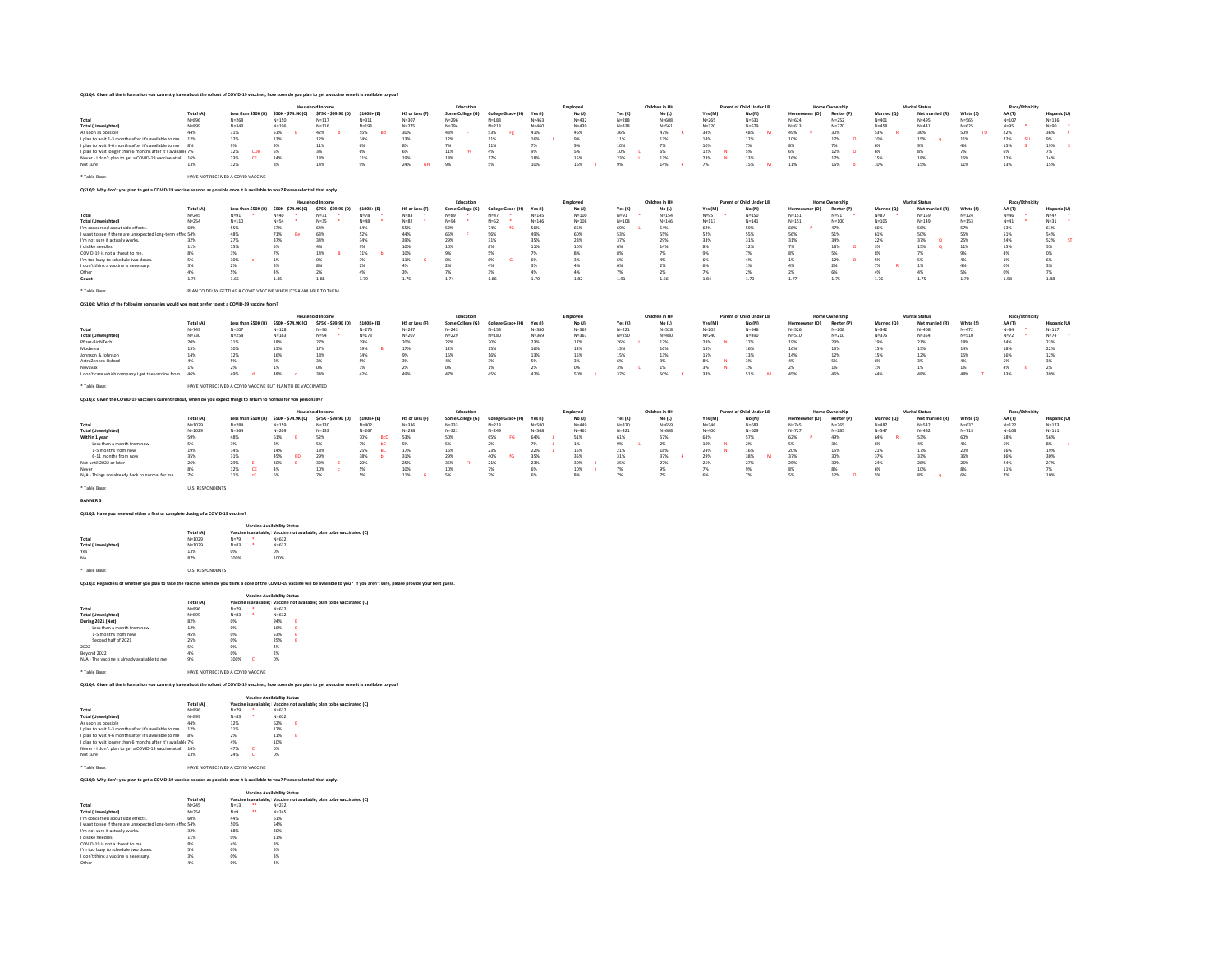**QS1Q4: Given all the information you currently have about the rollout of COVID-19 vaccines, how soon do you plan to get a vaccine once it is available to you?**

| | Total (A) | Less than $50K (B) | $50K - $74.9K (C) | $75K - $99.9K (D) | $100K+ (E) | HS or Less (F) | Some College (G) | College Grad+ (H) | Yes (I) | No (J) | Yes (K) | No (L) | Yes (M) | No (N) | Homeowner (O) | Renter (P) | Married (Q) | Not married (R) | White (S) | AA (T) | Hispanic (U) |
|---|---|---|---|---|---|---|---|---|---|---|---|---|---|---|---|---|---|---|---|---|---|
| | | Household Income | | | | Education | | | Employed | | Children in HH | | Parent of Child Under 18 | | Home Ownership | | Marital Status | | | Race/Ethnicity | |
| Total | N=896 | N=268 | N=150 | N=117 | N=311 | N=307 | N=296 | N=183 | N=463 | N=432 | N=288 | N=608 | N=265 | N=631 | N=624 | N=252 | N=401 | N=495 | N=565 | N=107 | N=136 |
| Total (Unweighted) | N=899 | N=343 | N=196 | N=116 | N=193 | N=275 | N=294 | N=213 | N=460 | N=439 | N=338 | N=561 | N=320 | N=579 | N=613 | N=270 | N=458 | N=441 | N=625 | N=95 * | N=90 * |
| As soon as possible | 44% | 31% | 51% B | 42% b | 55% Bd | 30% | 43% F | 53% Fg | 41% | 46% | 36% | 47% K | 34% | 48% M | 49% P | 30% | 53% R | 36% | 50% TU | 22% | 36% t |
| I plan to wait 1-3 months after it's available to me | 12% | 12% | 13% | 12% | 14% | 13% | 12% | 11% | 16% J | 9% | 11% | 13% | 14% | 12% | 10% | 17% O | 10% | 15% q | 11% | 22% SU | 9% |
| I plan to wait 4-6 months after it's available to me | 8% | 9% | 9% | 11% | 6% | 8% | 7% | 11% | 7% | 9% | 10% | 7% | 10% | 7% | 8% | 7% | 6% | 9% | 4% | 15% S | 19% S |
| I plan to wait longer than 6 months after it's available | 7% | 12% CDe | 5% | 3% | 8% | 6% | 11% fH | 4% | 9% | 5% | 10% L | 6% | 12% N | 5% | 6% | 12% O | 6% | 8% | 7% | 6% | 7% |
| Never - I don't plan to get a COVID-19 vaccine at all | 16% | 23% CE | 14% | 18% | 11% | 19% | 18% | 17% | 18% | 15% | 23% L | 13% | 23% N | 13% | 16% | 17% | 15% | 18% | 16% | 22% | 14% |
| Not sure | 13% | 12% | 8% | 14% | 9% | 24% GH | 9% | 5% | 10% | 16% I | 9% | 14% k | 7% | 15% M | 11% | 16% o | 10% | 15% | 11% | 13% | 15% |

\* Table Base: HAVE NOT RECEIVED A COVID VACCINE

**QS1Q5: Why don't you plan to get a COVID-19 vaccine as soon as possible once it is available to you? Please select all that apply.**

| | Total (A) | Less than $50K (B) | $50K - $74.9K (C) | $75K - $99.9K (D) | $100K+ (E) | HS or Less (F) | Some College (G) | College Grad+ (H) | Yes (I) | No (J) | Yes (K) | No (L) | Yes (M) | No (N) | Homeowner (O) | Renter (P) | Married (Q) | Not married (R) | White (S) | AA (T) | Hispanic (U) |
|---|---|---|---|---|---|---|---|---|---|---|---|---|---|---|---|---|---|---|---|---|---|
| | | Household Income | | | | Education | | | Employed | | Children in HH | | Parent of Child Under 18 | | Home Ownership | | Marital Status | | | Race/Ethnicity | |
| Total | N=245 | N=91 * | N=40 * | N=31 * | N=78 * | N=83 * | N=89 * | N=47 * | N=145 | N=100 | N=91 * | N=154 | N=95 * | N=150 | N=151 | N=91 * | N=87 * | N=159 | N=124 | N=46 * | N=47 * |
| Total (Unweighted) | N=254 | N=110 | N=54 * | N=35 * | N=48 * | N=82 * | N=94 * | N=52 * | N=146 | N=108 | N=108 | N=146 | N=113 | N=141 | N=151 | N=100 | N=105 | N=149 | N=153 | N=41 * | N=31 * |
| I'm concerned about side effects. | 60% | 55% | 57% | 64% | 64% | 55% | 52% | 74% fG | 56% | 65% | 69% L | 54% | 62% | 59% | 68% P | 47% | 66% | 56% | 57% | 63% | 61% |
| I want to see if there are unexpected long-term effects | 54% | 48% | 71% Be | 63% | 52% | 44% | 65% F | 56% | 49% | 60% | 53% | 55% | 52% | 55% | 56% | 51% | 61% | 50% | 55% | 51% | 54% |
| I'm not sure it actually works. | 32% | 27% | 37% | 34% | 34% | 39% | 29% | 31% | 35% | 28% | 37% | 29% | 33% | 31% | 31% | 34% | 22% | 37% Q | 25% | 24% | 52% ST |
| I dislike needles. | 11% | 15% | 5% | 4% | 9% | 10% | 10% | 8% | 11% | 10% | 6% | 14% | 8% | 12% | 7% | 18% O | 3% | 15% Q | 11% | 15% | 5% |
| COVID-19 is not a threat to me. | 8% | 3% | 7% | 14% B | 11% b | 10% | 9% | 5% | 7% | 8% | 8% | 7% | 9% | 7% | 8% | 5% | 8% | 7% | 9% | 4% | 0% |
| I'm too busy to schedule two doses. | 5% | 10% c | 1% | 0% | 3% | 11% G | 0% | 6% G | 6% | 3% | 6% | 4% | 6% | 4% | 1% | 12% O | 5% | 5% | 4% | 1% | 6% |
| I don't think a vaccine is necessary. | 3% | 2% | 3% | 8% | 2% | 4% | 2% | 4% | 3% | 4% | 6% | 2% | 6% | 1% | 4% | 2% | 7% R | 1% | 4% | 0% | 3% |
| Other | 4% | 5% | 4% | 2% | 4% | 3% | 7% | 3% | 4% | 4% | 7% | 2% | 7% | 2% | 2% | 6% | 4% | 4% | 5% | 0% | 7% |
| Count | 1.75 | 1.65 | 1.85 | 1.88 | 1.79 | 1.75 | 1.74 | 1.86 | 1.70 | 1.82 | 1.91 | 1.66 | 1.84 | 1.70 | 1.77 | 1.75 | 1.76 | 1.75 | 1.70 | 1.58 | 1.88 |

\* Table Base: PLAN TO DELAY GETTING A COVID VACCINE WHEN IT'S AVAILABLE TO THEM

**QS1Q6: Which of the following companies would you most prefer to get a COVID-19 vaccine from?**

| | Total (A) | Less than $50K (B) | $50K - $74.9K (C) | $75K - $99.9K (D) | $100K+ (E) | HS or Less (F) | Some College (G) | College Grad+ (H) | Yes (I) | No (J) | Yes (K) | No (L) | Yes (M) | No (N) | Homeowner (O) | Renter (P) | Married (Q) | Not married (R) | White (S) | AA (T) | Hispanic (U) |
|---|---|---|---|---|---|---|---|---|---|---|---|---|---|---|---|---|---|---|---|---|---|
| | | Household Income | | | | Education | | | Employed | | Children in HH | | Parent of Child Under 18 | | Home Ownership | | Marital Status | | | Race/Ethnicity | |
| Total | N=749 | N=207 | N=128 | N=96 * | N=276 | N=247 | N=243 | N=153 | N=380 | N=369 | N=221 | N=528 | N=203 | N=546 | N=526 | N=208 | N=342 | N=408 | N=472 | N=84 * | N=117 |
| Total (Unweighted) | N=730 | N=258 | N=163 | N=94 * | N=173 | N=207 | N=229 | N=180 | N=369 | N=361 | N=250 | N=480 | N=240 | N=490 | N=510 | N=210 | N=376 | N=354 | N=510 | N=72 * | N=74 * |
| Pfizer-BioNTech | 20% | 21% | 18% | 27% | 19% | 20% | 22% | 20% | 23% | 17% | 26% L | 17% | 28% N | 17% | 19% | 23% | 19% | 21% | 18% | 24% | 23% |
| Moderna | 15% | 10% | 15% | 17% | 19% B | 17% | 12% | 15% | 16% | 14% | 13% | 16% | 13% | 16% | 16% | 13% | 15% | 15% | 14% | 18% | 22% |
| Johnson & Johnson | 14% | 12% | 16% | 18% | 14% | 9% | 15% | 16% | 13% | 15% | 15% | 13% | 15% | 13% | 14% | 12% | 15% | 12% | 15% | 16% | 12% |
| AstraZeneca-Oxford | 4% | 5% | 2% | 3% | 5% | 3% | 4% | 3% | 5% | 3% | 6% | 3% | 8% N | 3% | 4% | 5% | 6% | 3% | 4% | 5% | 3% |
| Novavax | 1% | 2% | 1% | 0% | 1% | 2% | 0% | 1% | 2% | 0% | 3% L | 1% | 3% N | 1% | 2% | 1% | 1% | 1% | 1% | 4% s | 2% |
| I don't care which company I get the vaccine from. | 46% | 49% d | 48% d | 34% | 42% | 49% | 47% | 45% | 42% | 50% i | 37% | 50% K | 33% | 51% M | 45% | 46% | 44% | 48% | 48% T | 33% | 39% |

\* Table Base: HAVE NOT RECEIVED A COVID VACCINE BUT PLAN TO BE VACCINATED

**QS1Q7: Given the COVID-19 vaccine's current rollout, when do you expect things to return to normal for you personally?**

| | Total (A) | Less than $50K (B) | $50K - $74.9K (C) | $75K - $99.9K (D) | $100K+ (E) | HS or Less (F) | Some College (G) | College Grad+ (H) | Yes (I) | No (J) | Yes (K) | No (L) | Yes (M) | No (N) | Homeowner (O) | Renter (P) | Married (Q) | Not married (R) | White (S) | AA (T) | Hispanic (U) |
|---|---|---|---|---|---|---|---|---|---|---|---|---|---|---|---|---|---|---|---|---|---|
| | | Household Income | | | | Education | | | Employed | | Children in HH | | Parent of Child Under 18 | | Home Ownership | | Marital Status | | | Race/Ethnicity | |
| Total | N=1029 | N=284 | N=159 | N=130 | N=402 | N=336 | N=333 | N=213 | N=580 | N=449 | N=370 | N=659 | N=346 | N=683 | N=745 | N=265 | N=487 | N=542 | N=637 | N=122 | N=173 |
| Total (Unweighted) | N=1029 | N=364 | N=209 | N=133 | N=267 | N=298 | N=321 | N=249 | N=568 | N=461 | N=421 | N=608 | N=400 | N=629 | N=727 | N=285 | N=547 | N=482 | N=713 | N=108 | N=111 |
| Within 1 year | 59% | 48% | 61% B | 52% | 70% BcD | 53% | 50% | 65% FG | 64% J | 51% | 61% | 57% | 63% | 57% | 62% P | 49% | 64% R | 53% | 60% | 58% | 56% |
| Less than a month from now | 5% | 3% | 2% | 5% | 7% bC | 5% | 5% | 2% | 7% J | 1% | 9% L | 2% | 10% N | 2% | 5% | 3% | 6% | 4% | 4% | 5% | 8% s |
| 1-5 months from now | 19% | 14% | 14% | 18% | 25% BC | 17% | 16% | 23% | 22% J | 15% | 21% | 18% | 24% N | 16% | 20% | 15% | 21% | 17% | 20% | 16% | 19% |
| 6-11 months from now | 35% | 31% | 45% BD | 29% | 38% b | 31% | 29% | 40% fG | 35% | 35% | 31% | 37% k | 29% | 38% M | 37% | 30% | 37% | 33% | 36% | 36% | 30% |
| Not until 2022 or later | 26% | 29% E | 30% E | 32% E | 20% | 25% | 35% FH | 21% | 23% | 30% | 25% | 27% | 25% | 27% | 25% | 30% | 24% | 28% | 26% | 24% | 27% |
| Never | 8% | 12% CE | 4% | 10% c | 5% | 10% | 10% | 7% | 6% | 10% i | 7% | 9% | 7% | 9% | 8% | 8% | 6% | 10% | 8% | 11% | 7% |
| N/A - Things are already back to normal for me. | 7% | 11% cE | 6% | 7% | 5% | 11% G | 5% | 7% | 6% | 8% | 7% | 7% | 6% | 7% | 5% | 12% O | 5% | 8% q | 6% | 7% | 10% |

\* Table Base: U.S. RESPONDENTS

**BANNER 3**

**QS1Q2: Have you received either a first or complete dosing of a COVID-19 vaccine?**

| | Total (A) | Vaccine is available; plan to be vaccinated (B) | Vaccine not available; plan to be vaccinated (C) |
|---|---|---|---|
| | | Vaccine Availability Status | |
| Total | N=1029 | N=79 * | N=612 |
| Total (Unweighted) | N=1029 | N=83 * | N=612 |
| Yes | 13% | 0% | 0% |
| No | 87% | 100% | 100% |

\* Table Base: U.S. RESPONDENTS

**QS1Q3: Regardless of whether you plan to take the vaccine, when do you think a dose of the COVID-19 vaccine will be available to you? If you aren't sure, please provide your best guess.**

| | Total (A) | Vaccine is available; plan to be vaccinated (B) | Vaccine not available; plan to be vaccinated (C) |
|---|---|---|---|
| | | Vaccine Availability Status | |
| Total | N=896 | N=79 * | N=612 |
| Total (Unweighted) | N=899 | N=83 * | N=612 |
| During 2021 (Net) | 82% | 0% | 94% B |
| Less than a month from now | 12% | 0% | 16% B |
| 1-5 months from now | 45% | 0% | 53% B |
| Second half of 2021 | 25% | 0% | 25% B |
| 2022 | 5% | 0% | 4% |
| Beyond 2022 | 4% | 0% | 2% |
| N/A - The vaccine is already available to me | 9% | 100% C | 0% |

\* Table Base: HAVE NOT RECEIVED A COVID VACCINE

**QS1Q4: Given all the information you currently have about the rollout of COVID-19 vaccines, how soon do you plan to get a vaccine once it is available to you?**

| | Total (A) | Vaccine is available; plan to be vaccinated (B) | Vaccine not available; plan to be vaccinated (C) |
|---|---|---|---|
| | | Vaccine Availability Status | |
| Total | N=896 | N=79 * | N=612 |
| Total (Unweighted) | N=899 | N=83 * | N=612 |
| As soon as possible | 44% | 12% | 62% B |
| I plan to wait 1-3 months after it's available to me | 12% | 11% | 17% |
| I plan to wait 4-6 months after it's available to me | 8% | 2% | 11% B |
| I plan to wait longer than 6 months after it's available | 7% | 4% | 10% |
| Never - I don't plan to get a COVID-19 vaccine at all | 16% | 47% C | 0% |
| Not sure | 13% | 24% C | 0% |

\* Table Base: HAVE NOT RECEIVED A COVID VACCINE

**QS1Q5: Why don't you plan to get a COVID-19 vaccine as soon as possible once it is available to you? Please select all that apply.**

| | Total (A) | Vaccine is available; plan to be vaccinated (B) | Vaccine not available; plan to be vaccinated (C) |
|---|---|---|---|
| | | Vaccine Availability Status | |
| Total | N=245 | N=13 ** | N=232 |
| Total (Unweighted) | N=254 | N=9 ** | N=245 |
| I'm concerned about side effects. | 60% | 44% | 61% |
| I want to see if there are unexpected long-term effects | 54% | 50% | 54% |
| I'm not sure it actually works. | 32% | 68% | 30% |
| I dislike needles. | 11% | 0% | 11% |
| COVID-19 is not a threat to me. | 8% | 4% | 8% |
| I'm too busy to schedule two doses. | 5% | 0% | 5% |
| I don't think a vaccine is necessary. | 3% | 0% | 3% |
| Other | 4% | 0% | 4% |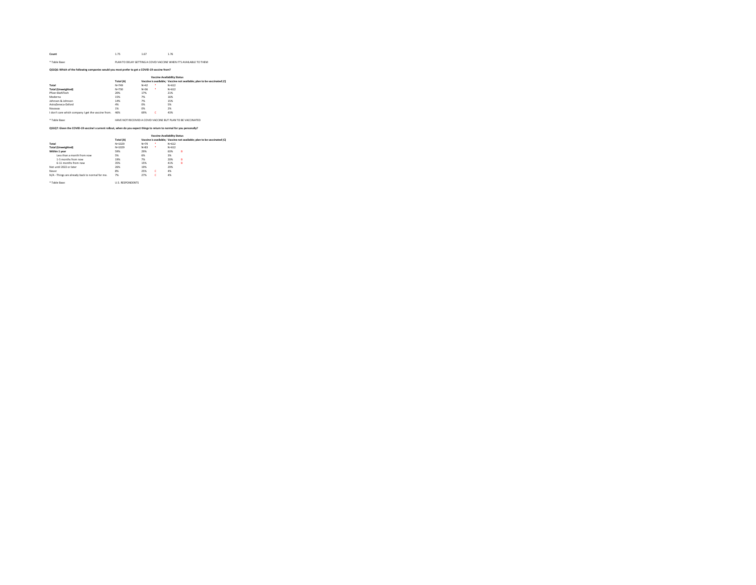| Count | 1.75 | 1.67 | | 1.76 |
|---|---|---|---|---|

* Table Base: PLAN TO DELAY GETTING A COVID VACCINE WHEN IT'S AVAILABLE TO THEM

**QS1Q6: Which of the following companies would you most prefer to get a COVID-19 vaccine from?**

| | | Vaccine Availability Status | | | |
|---|---|---|---|---|---|
| | Total (A) | Vaccine is available; | | Vaccine not available; plan to be vaccinated (C) | |
| **Total** | N=749 | N=42 | * | N=612 | |
| **Total (Unweighted)** | N=730 | N=36 | * | N=612 | |
| Pfizer-BioNTech | 20% | 17% | | 21% | |
| Moderna | 15% | 7% | | 16% | |
| Johnson & Johnson | 14% | 7% | | 15% | |
| AstraZeneca-Oxford | 4% | 0% | | 5% | |
| Novavax | 1% | 0% | | 2% | |
| I don't care which company I get the vaccine from. | 46% | 69% | C | 43% | |

* Table Base: HAVE NOT RECEIVED A COVID VACCINE BUT PLAN TO BE VACCINATED

**QS1Q7: Given the COVID-19 vaccine's current rollout, when do you expect things to return to normal for you personally?**

| | | Vaccine Availability Status | | | |
|---|---|---|---|---|---|
| | Total (A) | Vaccine is available; | | Vaccine not available; plan to be vaccinated (C) | |
| **Total** | N=1029 | N=79 | * | N=612 | |
| **Total (Unweighted)** | N=1029 | N=83 | * | N=612 | |
| **Within 1 year** | 59% | 29% | | 63% | B |
| Less than a month from now | 5% | 6% | | 3% | |
| 1-5 months from now | 19% | 7% | | 20% | B |
| 6-11 months from now | 35% | 15% | | 41% | B |
| Not until 2022 or later | 26% | 19% | | 29% | |
| Never | 8% | 25% | C | 4% | |
| N/A - Things are already back to normal for me. | 7% | 27% | C | 4% | |

* Table Base: U.S. RESPONDENTS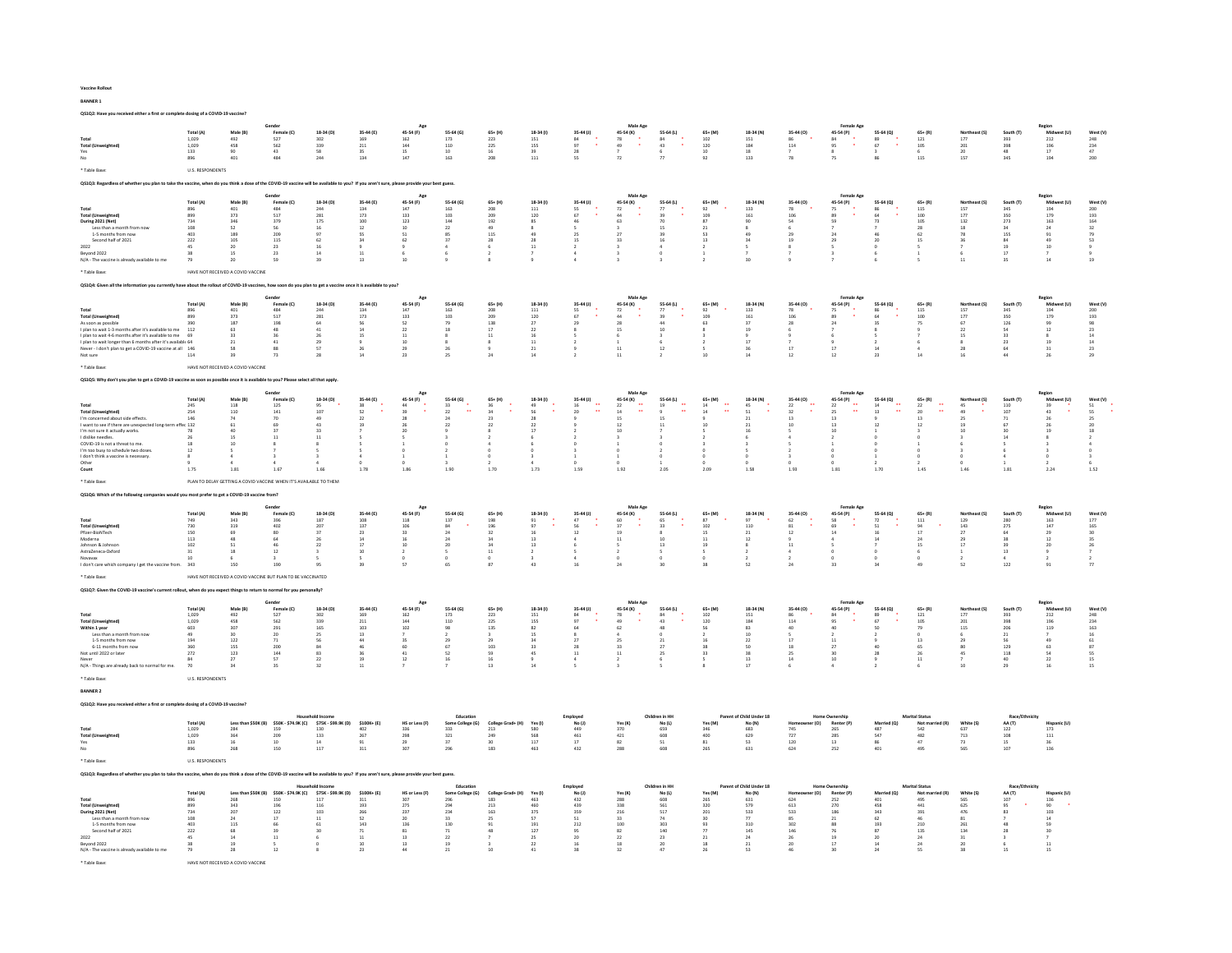Vaccine Rollout

**BANNER 1**

**QS1Q2: Have you received either a first or complete dosing of a COVID-19 vaccine?**

| | Total (A) | Male (B) | Female (C) | 18-34 (D) | 35-44 (E) | 45-54 (F) | 55-64 (G) | 65+ (H) | 18-34 (I) | 35-44 (J) | 45-54 (K) | 55-64 (L) | 65+ (M) | 18-34 (N) | 35-44 (O) | 45-54 (P) | 55-64 (Q) | 65+ (R) | Northeast (S) | South (T) | Midwest (U) | West (V) |
|---|---|---|---|---|---|---|---|---|---|---|---|---|---|---|---|---|---|---|---|---|---|---|
| | | Gender | | Age | | | | | Male Age | | | | | Female Age | | | | | Region | | | |
| Total | 1,029 | 492 | 527 | 302 | 169 | 162 | 173 | 223 | 151 | 84 * | 78 * | 84 * | 102 | 151 | 86 | 84 * | 89 * | 121 | 177 | 393 | 212 | 248 |
| Total (Unweighted) | 1,029 | 458 | 562 | 339 | 211 | 144 | 110 | 225 | 155 | 97 * | 49 * | 43 * | 120 | 184 | 114 | 95 * | 67 * | 105 | 201 | 398 | 196 | 234 |
| Yes | 133 | 90 | 43 | 58 | 35 | 15 | 10 | 16 | 39 | 28 | 7 | 6 | 10 | 18 | 7 | 8 | 3 | 6 | 20 | 48 | 17 | 47 |
| No | 896 | 401 | 484 | 244 | 134 | 147 | 163 | 208 | 111 | 55 | 72 | 77 | 92 | 133 | 78 | 75 | 86 | 115 | 157 | 345 | 194 | 200 |

* Table Base: U.S. RESPONDENTS

**QS1Q3: Regardless of whether you plan to take the vaccine, when do you think a dose of the COVID-19 vaccine will be available to you? If you aren't sure, please provide your best guess.**

| | Total (A) | Male (B) | Female (C) | 18-34 (D) | 35-44 (E) | 45-54 (F) | 55-64 (G) | 65+ (H) | 18-34 (I) | 35-44 (J) | 45-54 (K) | 55-64 (L) | 65+ (M) | 18-34 (N) | 35-44 (O) | 45-54 (P) | 55-64 (Q) | 65+ (R) | Northeast (S) | South (T) | Midwest (U) | West (V) |
|---|---|---|---|---|---|---|---|---|---|---|---|---|---|---|---|---|---|---|---|---|---|---|
| | | Gender | | Age | | | | | Male Age | | | | | Female Age | | | | | Region | | | |
| Total | 896 | 401 | 484 | 244 | 134 | 147 | 163 | 208 | 111 | 55 * | 72 * | 77 * | 92 * | 133 | 78 * | 75 * | 86 * | 115 | 157 | 345 | 194 | 200 |
| Total (Unweighted) | 899 | 373 | 517 | 281 | 173 | 133 | 103 | 209 | 120 | 67 * | 44 * | 39 * | 109 | 161 | 106 | 89 * | 64 * | 100 | 177 | 350 | 179 | 193 |
| During 2021 (Net) | 734 | 346 | 379 | 175 | 100 | 123 | 144 | 192 | 85 | 46 | 63 | 70 | 87 | 90 | 54 | 59 | 73 | 105 | 132 | 273 | 163 | 164 |
| Less than a month from now | 108 | 52 | 56 | 16 | 12 | 10 | 22 | 49 | 8 | 5 | 3 | 15 | 21 | 8 | 6 | 7 | 7 | 28 | 18 | 34 | 24 | 32 |
| 1-5 months from now | 403 | 189 | 209 | 97 | 55 | 51 | 85 | 115 | 49 | 25 | 27 | 39 | 53 | 49 | 29 | 24 | 46 | 62 | 78 | 155 | 91 | 79 |
| Second half of 2021 | 222 | 105 | 115 | 62 | 34 | 62 | 37 | 28 | 28 | 15 | 33 | 16 | 13 | 34 | 19 | 29 | 20 | 15 | 36 | 84 | 49 | 53 |
| 2022 | 45 | 20 | 23 | 16 | 9 | 9 | 4 | 6 | 11 | 2 | 3 | 4 | 2 | 5 | 8 | 5 | 0 | 5 | 7 | 19 | 10 | 9 |
| Beyond 2022 | 38 | 15 | 23 | 14 | 11 | 6 | 6 | 2 | 7 | 4 | 3 | 0 | 1 | 7 | 7 | 3 | 6 | 1 | 6 | 17 | 7 | 9 |
| N/A - The vaccine is already available to me | 79 | 20 | 59 | 39 | 13 | 10 | 9 | 8 | 9 | 4 | 3 | 3 | 2 | 30 | 9 | 7 | 6 | 5 | 11 | 35 | 14 | 19 |

* Table Base: HAVE NOT RECEIVED A COVID VACCINE

**QS1Q4: Given all the information you currently have about the rollout of COVID-19 vaccines, how soon do you plan to get a vaccine once it is available to you?**

| | Total (A) | Male (B) | Female (C) | 18-34 (D) | 35-44 (E) | 45-54 (F) | 55-64 (G) | 65+ (H) | 18-34 (I) | 35-44 (J) | 45-54 (K) | 55-64 (L) | 65+ (M) | 18-34 (N) | 35-44 (O) | 45-54 (P) | 55-64 (Q) | 65+ (R) | Northeast (S) | South (T) | Midwest (U) | West (V) |
|---|---|---|---|---|---|---|---|---|---|---|---|---|---|---|---|---|---|---|---|---|---|---|
| | | Gender | | Age | | | | | Male Age | | | | | Female Age | | | | | Region | | | |
| Total | 896 | 401 | 484 | 244 | 134 | 147 | 163 | 208 | 111 | 55 * | 72 * | 77 * | 92 * | 133 | 78 * | 75 * | 86 * | 115 | 157 | 345 | 194 | 200 |
| Total (Unweighted) | 899 | 373 | 517 | 281 | 173 | 133 | 103 | 209 | 120 | 67 * | 44 * | 39 * | 109 | 161 | 106 | 89 * | 64 * | 100 | 177 | 350 | 179 | 193 |
| As soon as possible | 390 | 187 | 198 | 64 | 56 | 52 | 79 | 138 | 27 | 29 | 28 | 44 | 63 | 37 | 28 | 24 | 35 | 75 | 67 | 126 | 99 | 98 |
| I plan to wait 1-3 months after it's available to me | 112 | 63 | 48 | 41 | 14 | 22 | 18 | 17 | 22 | 8 | 15 | 10 | 8 | 19 | 6 | 7 | 8 | 9 | 22 | 54 | 12 | 23 |
| I plan to wait 4-6 months after it's available to me | 69 | 33 | 36 | 26 | 15 | 11 | 8 | 11 | 16 | 5 | 6 | 3 | 3 | 9 | 9 | 6 | 5 | 7 | 15 | 33 | 8 | 14 |
| I plan to wait longer than 6 months after it's available to me | 64 | 21 | 41 | 29 | 9 | 10 | 8 | 8 | 11 | 2 | 1 | 6 | 2 | 17 | 7 | 9 | 2 | 6 | 8 | 23 | 19 | 14 |
| Never - I don't plan to get a COVID-19 vaccine at all | 146 | 58 | 88 | 57 | 26 | 29 | 26 | 9 | 21 | 9 | 11 | 12 | 5 | 36 | 17 | 17 | 14 | 4 | 28 | 64 | 31 | 23 |
| Not sure | 114 | 39 | 73 | 28 | 14 | 23 | 25 | 24 | 14 | 2 | 11 | 2 | 10 | 14 | 12 | 12 | 23 | 14 | 16 | 44 | 26 | 29 |

* Table Base: HAVE NOT RECEIVED A COVID VACCINE

**QS1Q5: Why don't you plan to get a COVID-19 vaccine as soon as possible once it is available to you? Please select all that apply.**

| | Total (A) | Male (B) | Female (C) | 18-34 (D) | 35-44 (E) | 45-54 (F) | 55-64 (G) | 65+ (H) | 18-34 (I) | 35-44 (J) | 45-54 (K) | 55-64 (L) | 65+ (M) | 18-34 (N) | 35-44 (O) | 45-54 (P) | 55-64 (Q) | 65+ (R) | Northeast (S) | South (T) | Midwest (U) | West (V) |
|---|---|---|---|---|---|---|---|---|---|---|---|---|---|---|---|---|---|---|---|---|---|---|
| | | Gender | | Age | | | | | Male Age | | | | | Female Age | | | | | Region | | | |
| Total | 245 | 118 | 125 | 95 * | 38 * | 44 * | 33 * | 36 * | 49 * | 16 ** | 22 ** | 19 ** | 14 ** | 45 * | 22 ** | 22 ** | 14 ** | 22 ** | 45 * | 110 | 39 * | 51 * |
| Total (Unweighted) | 254 | 110 | 141 | 107 | 52 * | 39 * | 22 ** | 34 * | 56 * | 20 ** | 14 ** | 9 ** | 14 ** | 51 * | 32 * | 25 ** | 13 ** | 20 ** | 49 * | 107 | 43 * | 55 * |
| I'm concerned about side effects. | 146 | 74 | 70 | 49 | 22 | 28 | 24 | 23 | 28 | 9 | 15 | 15 | 9 | 21 | 13 | 13 | 9 | 13 | 25 | 71 | 26 | 25 |
| I want to see if there are unexpected long-term effects. | 132 | 61 | 69 | 43 | 19 | 26 | 22 | 22 | 19 | 9 | 12 | 11 | 10 | 21 | 10 | 13 | 12 | 12 | 19 | 67 | 26 | 20 |
| I'm not sure it actually works. | 78 | 40 | 37 | 33 | 7 | 20 | 9 | 8 | 17 | 2 | 10 | 7 | 5 | 16 | 5 | 10 | 1 | 3 | 10 | 30 | 19 | 18 |
| I dislike needles. | 26 | 15 | 11 | 11 | 5 | 5 | 3 | 2 | 6 | 2 | 3 | 3 | 2 | 6 | 4 | 2 | 0 | 0 | 3 | 14 | 8 | 2 |
| COVID-19 is not a threat to me. | 18 | 10 | 8 | 5 | 5 | 1 | 0 | 4 | 6 | 0 | 1 | 0 | 3 | 3 | 5 | 1 | 0 | 1 | 6 | 5 | 3 | 4 |
| I'm too busy to schedule two doses. | 12 | 5 | 7 | 5 | 5 | 0 | 2 | 0 | 0 | 3 | 0 | 2 | 0 | 5 | 2 | 0 | 0 | 0 | 3 | 6 | 3 | 0 |
| I don't think a vaccine is necessary. | 8 | 4 | 3 | 3 | 4 | 1 | 1 | 0 | 3 | 1 | 1 | 0 | 0 | 0 | 3 | 0 | 1 | 0 | 0 | 4 | 0 | 3 |
| Other | 9 | 4 | 4 | 4 | 0 | 0 | 3 | 2 | 4 | 0 | 0 | 1 | 0 | 0 | 0 | 0 | 2 | 2 | 0 | 1 | 2 | 6 |
| Count | 1.75 | 1.81 | 1.67 | 1.68 | 1.78 | 1.86 | 1.90 | 1.70 | 1.73 | 1.59 | 1.92 | 2.05 | 2.09 | 1.58 | 1.93 | 1.81 | 1.70 | 1.45 | 1.46 | 1.81 | 2.24 | 1.52 |

* Table Base: PLAN TO DELAY GETTING A COVID VACCINE WHEN IT'S AVAILABLE TO THEM

**QS1Q6: Which of the following companies would you most prefer to get a COVID-19 vaccine from?**

| | Total (A) | Male (B) | Female (C) | 18-34 (D) | 35-44 (E) | 45-54 (F) | 55-64 (G) | 65+ (H) | 18-34 (I) | 35-44 (J) | 45-54 (K) | 55-64 (L) | 65+ (M) | 18-34 (N) | 35-44 (O) | 45-54 (P) | 55-64 (Q) | 65+ (R) | Northeast (S) | South (T) | Midwest (U) | West (V) |
|---|---|---|---|---|---|---|---|---|---|---|---|---|---|---|---|---|---|---|---|---|---|---|
| | | Gender | | Age | | | | | Male Age | | | | | Female Age | | | | | Region | | | |
| Total | 749 | 343 | 396 | 187 | 108 | 118 | 137 | 198 | 91 * | 47 * | 60 * | 65 * | 87 * | 97 * | 62 * | 58 * | 72 * | 111 | 129 | 280 | 163 | 177 |
| Total (Unweighted) | 730 | 319 | 402 | 207 | 137 | 106 | 84 * | 196 | 97 * | 56 * | 37 * | 33 * | 102 | 110 | 81 * | 69 * | 51 * | 94 * | 143 | 275 | 147 | 165 |
| Pfizer-BioNTech | 150 | 69 | 80 | 37 | 23 | 33 | 24 | 32 | 16 | 12 | 19 | 8 | 15 | 21 | 12 | 14 | 16 | 17 | 27 | 64 | 29 | 30 |
| Moderna | 113 | 48 | 64 | 26 | 14 | 16 | 24 | 34 | 13 | 4 | 11 | 10 | 11 | 12 | 9 | 4 | 14 | 24 | 29 | 38 | 12 | 35 |
| Johnson & Johnson | 102 | 51 | 46 | 22 | 17 | 10 | 20 | 34 | 13 | 6 | 5 | 13 | 19 | 8 | 11 | 5 | 7 | 15 | 17 | 39 | 20 | 26 |
| AstraZeneca-Oxford | 31 | 18 | 12 | 3 | 10 | 2 | 5 | 11 | 2 | 5 | 2 | 5 | 5 | 2 | 4 | 0 | 0 | 6 | 1 | 13 | 9 | 7 |
| Novavax | 10 | 6 | 3 | 5 | 5 | 0 | 0 | 0 | 3 | 4 | 0 | 0 | 0 | 2 | 2 | 0 | 0 | 0 | 2 | 4 | 2 | 2 |
| I don't care which company I get the vaccine from. | 343 | 150 | 190 | 95 | 39 | 57 | 65 | 87 | 43 | 16 | 24 | 30 | 38 | 52 | 24 | 33 | 34 | 49 | 52 | 122 | 91 | 77 |

* Table Base: HAVE NOT RECEIVED A COVID VACCINE BUT PLAN TO BE VACCINATED

**QS1Q7: Given the COVID-19 vaccine's current rollout, when do you expect things to return to normal for you personally?**

| | Total (A) | Male (B) | Female (C) | 18-34 (D) | 35-44 (E) | 45-54 (F) | 55-64 (G) | 65+ (H) | 18-34 (I) | 35-44 (J) | 45-54 (K) | 55-64 (L) | 65+ (M) | 18-34 (N) | 35-44 (O) | 45-54 (P) | 55-64 (Q) | 65+ (R) | Northeast (S) | South (T) | Midwest (U) | West (V) |
|---|---|---|---|---|---|---|---|---|---|---|---|---|---|---|---|---|---|---|---|---|---|---|
| | | Gender | | Age | | | | | Male Age | | | | | Female Age | | | | | Region | | | |
| Total | 1,029 | 492 | 527 | 302 | 169 | 162 | 173 | 223 | 151 | 84 * | 78 * | 84 * | 102 | 151 | 86 | 84 * | 89 * | 121 | 177 | 393 | 212 | 248 |
| Total (Unweighted) | 1,029 | 458 | 562 | 339 | 211 | 144 | 110 | 225 | 155 | 97 * | 49 * | 43 * | 120 | 184 | 114 | 95 * | 67 * | 105 | 201 | 398 | 196 | 234 |
| Within 1 year | 603 | 307 | 291 | 165 | 103 | 102 | 98 | 135 | 82 | 64 | 62 | 48 | 56 | 83 | 40 | 40 | 50 | 79 | 115 | 206 | 119 | 163 |
| Less than a month from now | 49 | 30 | 20 | 25 | 13 | 7 | 2 | 3 | 15 | 8 | 4 | 0 | 2 | 10 | 5 | 2 | 2 | 0 | 6 | 21 | 7 | 16 |
| 1-5 months from now | 194 | 122 | 71 | 56 | 44 | 35 | 29 | 29 | 34 | 27 | 25 | 21 | 16 | 22 | 17 | 11 | 9 | 13 | 29 | 56 | 49 | 61 |
| 6-11 months from now | 360 | 155 | 200 | 84 | 46 | 60 | 67 | 103 | 33 | 28 | 33 | 27 | 38 | 50 | 18 | 27 | 40 | 65 | 80 | 129 | 63 | 87 |
| Not until 2022 or later | 272 | 123 | 144 | 83 | 36 | 41 | 52 | 59 | 45 | 11 | 11 | 25 | 33 | 38 | 25 | 30 | 28 | 26 | 45 | 118 | 54 | 55 |
| Never | 84 | 27 | 57 | 22 | 19 | 12 | 16 | 16 | 9 | 4 | 2 | 6 | 5 | 13 | 14 | 10 | 9 | 11 | 7 | 40 | 22 | 15 |
| N/A - Things are already back to normal for me. | 70 | 34 | 35 | 32 | 11 | 7 | 7 | 13 | 14 | 5 | 3 | 5 | 8 | 17 | 6 | 4 | 2 | 6 | 10 | 29 | 16 | 15 |

* Table Base: U.S. RESPONDENTS

**BANNER 2**

**QS1Q2: Have you received either a first or complete dosing of a COVID-19 vaccine?**

| | Total (A) | Less than $50K (B) | $50K - $74.9K (C) | $75K - $99.9K (D) | $100K+ (E) | HS or Less (F) | Some College (G) | College Grad+ (H) | Yes (I) | No (J) | Yes (K) | No (L) | Yes (M) | No (N) | Homeowner (O) | Renter (P) | Married (Q) | Not married (R) | White (S) | AA (T) | Hispanic (U) |
|---|---|---|---|---|---|---|---|---|---|---|---|---|---|---|---|---|---|---|---|---|---|
| | | Household Income | | | | Education | | | Employed | | Children in HH | | Parent of Child Under 18 | | Home Ownership | | Marital Status | | Race/Ethnicity | | |
| Total | 1,029 | 284 | 159 | 130 | 402 | 336 | 333 | 213 | 580 | 449 | 370 | 659 | 346 | 683 | 745 | 265 | 487 | 542 | 637 | 122 | 173 |
| Total (Unweighted) | 1,029 | 364 | 209 | 133 | 267 | 298 | 321 | 249 | 568 | 461 | 421 | 608 | 400 | 629 | 727 | 285 | 547 | 482 | 713 | 108 | 111 |
| Yes | 133 | 16 | 10 | 14 | 91 | 29 | 37 | 30 | 117 | 17 | 82 | 51 | 81 | 52 | 120 | 13 | 86 | 47 | 73 | 15 | 36 |
| No | 896 | 268 | 150 | 117 | 311 | 307 | 296 | 183 | 463 | 432 | 288 | 608 | 265 | 631 | 624 | 252 | 401 | 495 | 565 | 107 | 136 |

* Table Base: U.S. RESPONDENTS

**QS1Q3: Regardless of whether you plan to take the vaccine, when do you think a dose of the COVID-19 vaccine will be available to you? If you aren't sure, please provide your best guess.**

| | Total (A) | Less than $50K (B) | $50K - $74.9K (C) | $75K - $99.9K (D) | $100K+ (E) | HS or Less (F) | Some College (G) | College Grad+ (H) | Yes (I) | No (J) | Yes (K) | No (L) | Yes (M) | No (N) | Homeowner (O) | Renter (P) | Married (Q) | Not married (R) | White (S) | AA (T) | Hispanic (U) |
|---|---|---|---|---|---|---|---|---|---|---|---|---|---|---|---|---|---|---|---|---|---|
| | | Household Income | | | | Education | | | Employed | | Children in HH | | Parent of Child Under 18 | | Home Ownership | | Marital Status | | Race/Ethnicity | | |
| Total | 896 | 268 | 150 | 117 | 311 | 307 | 296 | 183 | 463 | 432 | 288 | 608 | 265 | 631 | 624 | 252 | 401 | 495 | 565 | 107 | 136 |
| Total (Unweighted) | 899 | 343 | 196 | 116 | 193 | 275 | 294 | 213 | 460 | 439 | 338 | 561 | 320 | 579 | 613 | 270 | 458 | 441 | 625 | 95 * | 90 * |
| During 2021 (Net) | 734 | 207 | 122 | 103 | 266 | 237 | 234 | 163 | 375 | 359 | 216 | 517 | 201 | 533 | 533 | 186 | 343 | 391 | 476 | 83 | 103 |
| Less than a month from now | 108 | 24 | 17 | 11 | 52 | 20 | 33 | 25 | 57 | 51 | 33 | 74 | 30 | 77 | 85 | 21 | 62 | 46 | 81 | 7 | 14 |
| 1-5 months from now | 403 | 115 | 66 | 61 | 143 | 136 | 130 | 91 | 191 | 212 | 100 | 303 | 93 | 310 | 302 | 88 | 193 | 210 | 261 | 48 | 59 |
| Second half of 2021 | 222 | 68 | 39 | 30 | 71 | 81 | 71 | 48 | 127 | 95 | 82 | 140 | 77 | 145 | 146 | 76 | 87 | 135 | 134 | 28 | 30 |
| 2022 | 45 | 14 | 11 | 6 | 11 | 13 | 22 | 7 | 25 | 20 | 22 | 23 | 21 | 24 | 26 | 19 | 20 | 24 | 31 | 3 | 7 |
| Beyond 2022 | 38 | 19 | 5 | 0 | 10 | 13 | 19 | 3 | 22 | 16 | 18 | 20 | 18 | 21 | 20 | 17 | 14 | 24 | 20 | 6 | 11 |
| N/A - The vaccine is already available to me | 79 | 28 | 12 | 8 | 23 | 44 | 21 | 10 | 41 | 38 | 32 | 47 | 26 | 53 | 46 | 30 | 24 | 55 | 38 | 15 | 15 |

* Table Base: HAVE NOT RECEIVED A COVID VACCINE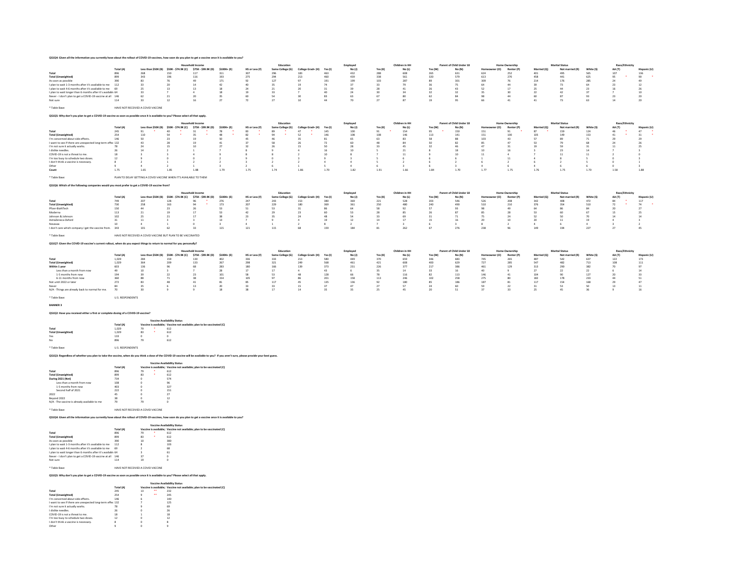**QS1Q4: Given all the information you currently have about the rollout of COVID-19 vaccines, how soon do you plan to get a vaccine once it is available to you?**

| | Total (A) | Household Income: Less than $50K (B) | $50K - $74.9K (C) | $75K - $99.9K (D) | $100K+ (E) | Education: HS or Less (F) | Some College (G) | College Grad+ (H) | Employed: Yes (I) | No (J) | Children in HH: Yes (K) | No (L) | Parent of Child Under 18: Yes (M) | No (N) | Home Ownership: Homeowner (O) | Renter (P) | Marital Status: Married (Q) | Not married (R) | Race/Ethnicity: White (S) | AA (T) | Hispanic (U) |
|---|---|---|---|---|---|---|---|---|---|---|---|---|---|---|---|---|---|---|---|---|---|
| Total | 896 | 268 | 150 | 117 | 311 | 307 | 296 | 183 | 463 | 432 | 288 | 608 | 265 | 631 | 624 | 252 | 401 | 495 | 565 | 107 | 136 |
| Total (Unweighted) | 899 | 343 | 196 | 116 | 193 | 275 | 294 | 213 | 460 | 439 | 338 | 561 | 320 | 579 | 613 | 270 | 458 | 441 | 625 | 95 * | 90 * |
| As soon as possible | 390 | 83 | 76 | 49 | 171 | 92 | 127 | 97 | 191 | 199 | 103 | 287 | 89 | 301 | 309 | 76 | 214 | 176 | 285 | 24 | 49 |
| I plan to wait 1-3 months after it's available to me | 112 | 33 | 20 | 14 | 42 | 40 | 35 | 19 | 74 | 37 | 33 | 79 | 36 | 75 | 64 | 44 | 39 | 73 | 64 | 23 | 12 |
| I plan to wait 4-6 months after it's available to me | 69 | 25 | 13 | 13 | 18 | 24 | 21 | 20 | 31 | 39 | 28 | 41 | 26 | 43 | 52 | 17 | 25 | 44 | 23 | 16 | 26 |
| I plan to wait longer than 6 months after it's available | 64 | 33 | 7 | 4 | 18 | 19 | 33 | 7 | 40 | 24 | 30 | 34 | 32 | 32 | 35 | 30 | 22 | 42 | 37 | 7 | 10 |
| Never - I don't plan to get a COVID-19 vaccine at all | 146 | 62 | 21 | 20 | 35 | 60 | 54 | 30 | 83 | 63 | 67 | 80 | 62 | 84 | 98 | 44 | 60 | 87 | 93 | 23 | 20 |
| Not sure | 114 | 33 | 12 | 16 | 27 | 72 | 27 | 10 | 44 | 70 | 27 | 87 | 19 | 95 | 66 | 41 | 41 | 73 | 63 | 14 | 20 |

* Table Base: HAVE NOT RECEIVED A COVID VACCINE

**QS1Q5: Why don't you plan to get a COVID-19 vaccine as soon as possible once it is available to you? Please select all that apply.**

| | Total (A) | Household Income: Less than $50K (B) | $50K - $74.9K (C) | $75K - $99.9K (D) | $100K+ (E) | Education: HS or Less (F) | Some College (G) | College Grad+ (H) | Employed: Yes (I) | No (J) | Children in HH: Yes (K) | No (L) | Parent of Child Under 18: Yes (M) | No (N) | Home Ownership: Homeowner (O) | Renter (P) | Marital Status: Married (Q) | Not married (R) | Race/Ethnicity: White (S) | AA (T) | Hispanic (U) |
|---|---|---|---|---|---|---|---|---|---|---|---|---|---|---|---|---|---|---|---|---|---|
| Total | 245 | 91 * | 40 * | 31 * | 78 * | 83 * | 89 * | 47 * | 145 | 100 | 91 * | 154 | 95 * | 150 | 151 | 91 * | 87 * | 159 | 124 | 46 * | 47 * |
| Total (Unweighted) | 254 | 110 | 54 * | 35 * | 48 * | 82 * | 94 * | 52 * | 146 | 108 | 108 | 146 | 113 | 141 | 151 | 100 | 105 | 149 | 153 | 41 * | 31 * |
| I'm concerned about side effects. | 146 | 50 | 23 | 19 | 50 | 45 | 46 | 35 | 81 | 65 | 63 | 83 | 58 | 88 | 103 | 43 | 57 | 89 | 71 | 29 | 29 |
| I want to see if there are unexpected long-term effec | 132 | 43 | 28 | 19 | 41 | 37 | 58 | 26 | 72 | 60 | 48 | 84 | 50 | 82 | 85 | 47 | 53 | 79 | 68 | 24 | 26 |
| I'm not sure it actually works. | 78 | 24 | 15 | 10 | 27 | 32 | 26 | 15 | 50 | 28 | 33 | 45 | 32 | 46 | 47 | 31 | 19 | 59 | 31 | 11 | 25 |
| I dislike needles. | 26 | 14 | 2 | 1 | 7 | 8 | 9 | 4 | 16 | 10 | 5 | 21 | 8 | 18 | 10 | 16 | 3 | 23 | 14 | 7 | 3 |
| COVID-19 is not a threat to me. | 18 | 3 | 3 | 4 | 9 | 8 | 8 | 2 | 10 | 8 | 7 | 11 | 9 | 10 | 11 | 4 | 7 | 11 | 11 | 2 | 0 |
| I'm too busy to schedule two doses. | 12 | 9 | 0 | 0 | 2 | 9 | 0 | 3 | 9 | 3 | 5 | 6 | 6 | 6 | 1 | 11 | 4 | 8 | 5 | 0 | 3 |
| I don't think a vaccine is necessary. | 8 | 2 | 1 | 2 | 2 | 3 | 2 | 2 | 4 | 4 | 5 | 2 | 6 | 2 | 6 | 2 | 6 | 2 | 5 | 0 | 1 |
| Other | 9 | 4 | 2 | 1 | 3 | 2 | 6 | 1 | 5 | 4 | 6 | 3 | 6 | 3 | 4 | 6 | 4 | 6 | 6 | 0 | 3 |
| Count | 1.75 | 1.65 | 1.85 | 1.88 | 1.79 | 1.75 | 1.74 | 1.86 | 1.70 | 1.82 | 1.91 | 1.66 | 1.84 | 1.70 | 1.77 | 1.75 | 1.76 | 1.75 | 1.70 | 1.58 | 1.88 |

* Table Base: PLAN TO DELAY GETTING A COVID VACCINE WHEN IT'S AVAILABLE TO THEM

**QS1Q6: Which of the following companies would you most prefer to get a COVID-19 vaccine from?**

| | Total (A) | Household Income: Less than $50K (B) | $50K - $74.9K (C) | $75K - $99.9K (D) | $100K+ (E) | Education: HS or Less (F) | Some College (G) | College Grad+ (H) | Employed: Yes (I) | No (J) | Children in HH: Yes (K) | No (L) | Parent of Child Under 18: Yes (M) | No (N) | Home Ownership: Homeowner (O) | Renter (P) | Marital Status: Married (Q) | Not married (R) | Race/Ethnicity: White (S) | AA (T) | Hispanic (U) |
|---|---|---|---|---|---|---|---|---|---|---|---|---|---|---|---|---|---|---|---|---|---|
| Total | 749 | 207 | 128 | 96 * | 276 | 247 | 243 | 153 | 380 | 369 | 221 | 528 | 203 | 546 | 526 | 208 | 342 | 408 | 472 | 84 * | 117 |
| Total (Unweighted) | 730 | 258 | 163 | 94 * | 173 | 207 | 229 | 180 | 369 | 361 | 250 | 480 | 240 | 490 | 510 | 210 | 376 | 354 | 510 | 72 * | 74 * |
| Pfizer-BioNTech | 150 | 44 | 23 | 26 | 53 | 51 | 53 | 31 | 86 | 64 | 58 | 92 | 57 | 93 | 98 | 49 | 64 | 86 | 84 | 20 | 27 |
| Moderna | 113 | 21 | 19 | 17 | 53 | 42 | 29 | 23 | 60 | 53 | 28 | 85 | 26 | 87 | 85 | 28 | 53 | 60 | 67 | 15 | 25 |
| Johnson & Johnson | 102 | 25 | 21 | 17 | 38 | 23 | 35 | 24 | 48 | 54 | 33 | 69 | 31 | 71 | 75 | 24 | 52 | 50 | 70 | 14 | 14 |
| AstraZeneca-Oxford | 31 | 11 | 3 | 3 | 13 | 7 | 9 | 4 | 19 | 12 | 14 | 17 | 15 | 16 | 20 | 10 | 20 | 11 | 19 | 4 | 3 |
| Novavax | 10 | 4 | 1 | 0 | 3 | 4 | 1 | 2 | 8 | 2 | 7 | 3 | 6 | 3 | 8 | 2 | 4 | 6 | 4 | 3 | 2 |
| I don't care which company I get the vaccine from. | 343 | 101 | 62 | 33 | 115 | 121 | 115 | 68 | 159 | 184 | 81 | 262 | 67 | 276 | 238 | 96 | 149 | 194 | 227 | 27 | 45 |

* Table Base: HAVE NOT RECEIVED A COVID VACCINE BUT PLAN TO BE VACCINATED

**QS1Q7: Given the COVID-19 vaccine's current rollout, when do you expect things to return to normal for you personally?**

| | Total (A) | Household Income: Less than $50K (B) | $50K - $74.9K (C) | $75K - $99.9K (D) | $100K+ (E) | Education: HS or Less (F) | Some College (G) | College Grad+ (H) | Employed: Yes (I) | No (J) | Children in HH: Yes (K) | No (L) | Parent of Child Under 18: Yes (M) | No (N) | Home Ownership: Homeowner (O) | Renter (P) | Marital Status: Married (Q) | Not married (R) | Race/Ethnicity: White (S) | AA (T) | Hispanic (U) |
|---|---|---|---|---|---|---|---|---|---|---|---|---|---|---|---|---|---|---|---|---|---|
| Total | 1,029 | 284 | 159 | 130 | 402 | 336 | 333 | 213 | 580 | 449 | 370 | 659 | 346 | 683 | 745 | 265 | 487 | 542 | 637 | 122 | 173 |
| Total (Unweighted) | 1,029 | 364 | 209 | 133 | 267 | 298 | 321 | 249 | 568 | 461 | 421 | 608 | 400 | 629 | 727 | 285 | 547 | 482 | 713 | 108 | 111 |
| Within 1 year | 603 | 136 | 96 | 68 | 283 | 180 | 166 | 139 | 373 | 231 | 226 | 377 | 217 | 386 | 461 | 129 | 313 | 290 | 382 | 70 | 97 |
| Less than a month from now | 49 | 10 | 3 | 7 | 28 | 17 | 17 | 4 | 43 | 6 | 35 | 14 | 33 | 16 | 40 | 9 | 27 | 22 | 22 | 6 | 14 |
| 1-5 months from now | 194 | 39 | 22 | 23 | 101 | 58 | 53 | 48 | 128 | 66 | 78 | 116 | 82 | 113 | 146 | 41 | 104 | 90 | 127 | 20 | 33 |
| 6-11 months from now | 360 | 88 | 71 | 38 | 154 | 105 | 97 | 86 | 201 | 158 | 113 | 246 | 102 | 258 | 275 | 80 | 182 | 178 | 233 | 44 | 51 |
| Not until 2022 or later | 272 | 83 | 48 | 41 | 81 | 85 | 117 | 45 | 135 | 136 | 92 | 180 | 85 | 186 | 187 | 81 | 117 | 154 | 168 | 29 | 47 |
| Never | 84 | 35 | 6 | 13 | 20 | 33 | 33 | 15 | 37 | 47 | 27 | 57 | 24 | 60 | 59 | 22 | 31 | 53 | 50 | 13 | 11 |
| N/A - Things are already back to normal for me. | 70 | 30 | 9 | 9 | 18 | 38 | 17 | 14 | 35 | 35 | 25 | 45 | 20 | 51 | 37 | 33 | 25 | 45 | 36 | 9 | 16 |

* Table Base: U.S. RESPONDENTS

**BANNER 3**

**QS1Q2: Have you received either a first or complete dosing of a COVID-19 vaccine?**

| | Total (A) | Vaccine Availability Status: Vaccine is available; plan to be vaccinated (B) | Vaccine not available; plan to be vaccinated (C) |
|---|---|---|---|
| Total | 1,029 | 79 * | 612 |
| Total (Unweighted) | 1,029 | 83 * | 612 |
| Yes | 133 | 0 | 0 |
| No | 896 | 79 | 612 |

* Table Base: U.S. RESPONDENTS

**QS1Q3: Regardless of whether you plan to take the vaccine, when do you think a dose of the COVID-19 vaccine will be available to you? If you aren't sure, please provide your best guess.**

| | Total (A) | Vaccine Availability Status: Vaccine is available; plan to be vaccinated (B) | Vaccine not available; plan to be vaccinated (C) |
|---|---|---|---|
| Total | 896 | 79 * | 612 |
| Total (Unweighted) | 899 | 83 * | 612 |
| During 2021 (Net) | 734 | 0 | 574 |
| Less than a month from now | 108 | 0 | 96 |
| 1-5 months from now | 403 | 0 | 327 |
| Second half of 2021 | 222 | 0 | 151 |
| 2022 | 45 | 0 | 27 |
| Beyond 2022 | 38 | 0 | 12 |
| N/A - The vaccine is already available to me | 79 | 79 | 0 |

* Table Base: HAVE NOT RECEIVED A COVID VACCINE

**QS1Q4: Given all the information you currently have about the rollout of COVID-19 vaccines, how soon do you plan to get a vaccine once it is available to you?**

| | Total (A) | Vaccine Availability Status: Vaccine is available; plan to be vaccinated (B) | Vaccine not available; plan to be vaccinated (C) |
|---|---|---|---|
| Total | 896 | 79 * | 612 |
| Total (Unweighted) | 899 | 83 * | 612 |
| As soon as possible | 390 | 10 | 380 |
| I plan to wait 1-3 months after it's available to me | 112 | 8 | 103 |
| I plan to wait 4-6 months after it's available to me | 69 | 2 | 68 |
| I plan to wait longer than 6 months after it's available | 64 | 3 | 61 |
| Never - I don't plan to get a COVID-19 vaccine at all | 146 | 37 | 0 |
| Not sure | 114 | 19 | 0 |

* Table Base: HAVE NOT RECEIVED A COVID VACCINE

**QS1Q5: Why don't you plan to get a COVID-19 vaccine as soon as possible once it is available to you? Please select all that apply.**

| | Total (A) | Vaccine Availability Status: Vaccine is available; plan to be vaccinated (B) | Vaccine not available; plan to be vaccinated (C) |
|---|---|---|---|
| Total | 245 | 13 ** | 232 |
| Total (Unweighted) | 254 | 9 ** | 245 |
| I'm concerned about side effects. | 146 | 6 | 140 |
| I want to see if there are unexpected long-term effec | 132 | 7 | 125 |
| I'm not sure it actually works. | 78 | 9 | 69 |
| I dislike needles. | 26 | 0 | 26 |
| COVID-19 is not a threat to me. | 18 | 1 | 18 |
| I'm too busy to schedule two doses. | 12 | 0 | 12 |
| I don't think a vaccine is necessary. | 8 | 0 | 8 |
| Other | 9 | 0 | 9 |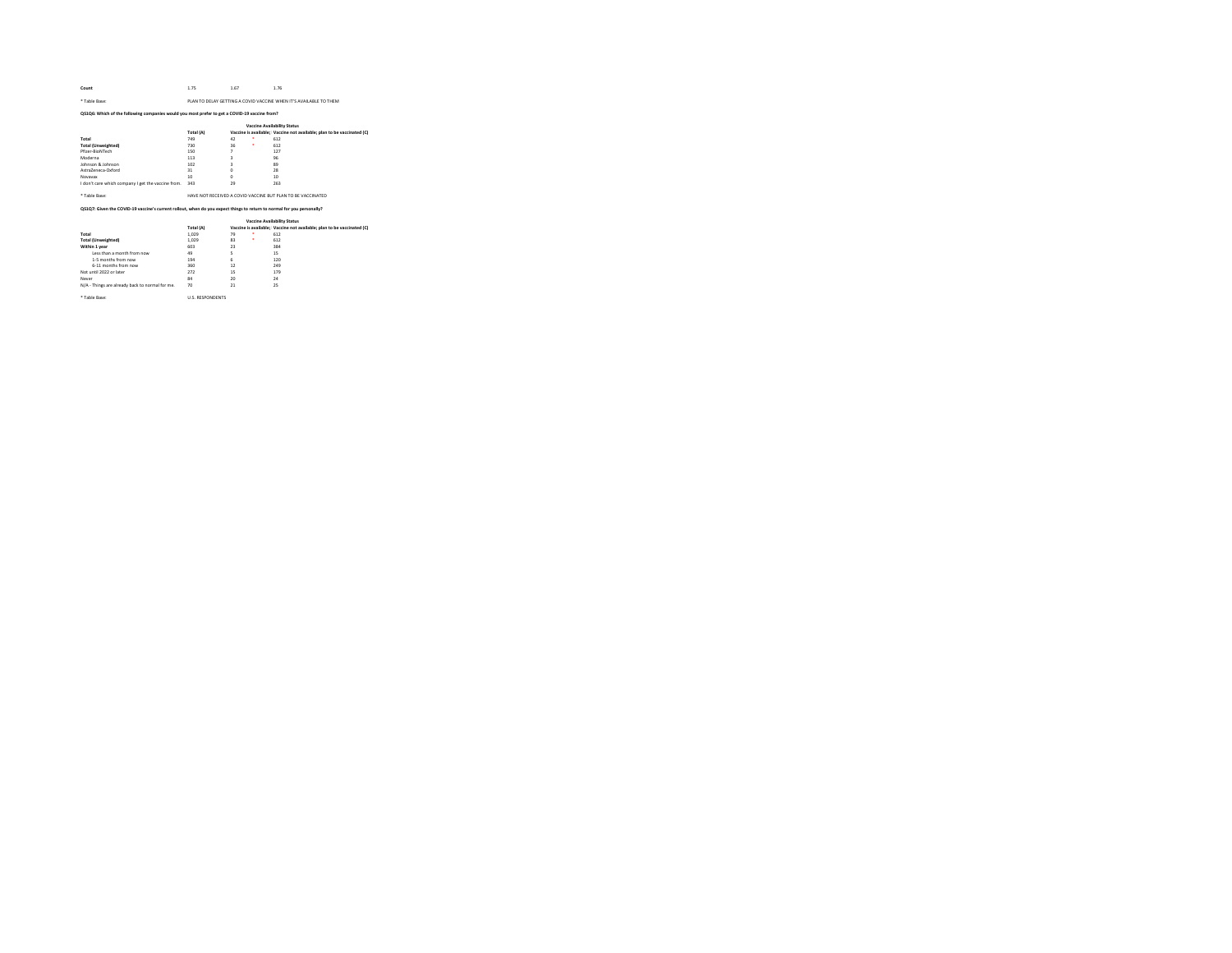| | | | | |
|---|---|---|---|---|
| **Count** | 1.75 | 1.67 | | 1.76 |

* Table Base: PLAN TO DELAY GETTING A COVID VACCINE WHEN IT'S AVAILABLE TO THEM

**QS1Q6: Which of the following companies would you most prefer to get a COVID-19 vaccine from?**

| | | Vaccine Availability Status | | |
|---|---|---|---|---|
| | **Total (A)** | **Vaccine is available; (B)** | | **Vaccine not available; plan to be vaccinated (C)** |
| **Total** | 749 | 42 | * | 612 |
| **Total (Unweighted)** | 730 | 36 | * | 612 |
| Pfizer-BioNTech | 150 | 7 | | 127 |
| Moderna | 113 | 3 | | 96 |
| Johnson & Johnson | 102 | 3 | | 89 |
| AstraZeneca-Oxford | 31 | 0 | | 28 |
| Novavax | 10 | 0 | | 10 |
| I don't care which company I get the vaccine from. | 343 | 29 | | 263 |

* Table Base: HAVE NOT RECEIVED A COVID VACCINE BUT PLAN TO BE VACCINATED

**QS1Q7: Given the COVID-19 vaccine's current rollout, when do you expect things to return to normal for you personally?**

| | | Vaccine Availability Status | | |
|---|---|---|---|---|
| | **Total (A)** | **Vaccine is available; (B)** | | **Vaccine not available; plan to be vaccinated (C)** |
| **Total** | 1,029 | 79 | * | 612 |
| **Total (Unweighted)** | 1,029 | 83 | * | 612 |
| **Within 1 year** | 603 | 23 | | 384 |
| Less than a month from now | 49 | 5 | | 15 |
| 1-5 months from now | 194 | 6 | | 120 |
| 6-11 months from now | 360 | 12 | | 249 |
| Not until 2022 or later | 272 | 15 | | 179 |
| Never | 84 | 20 | | 24 |
| N/A - Things are already back to normal for me. | 70 | 21 | | 25 |

* Table Base: U.S. RESPONDENTS